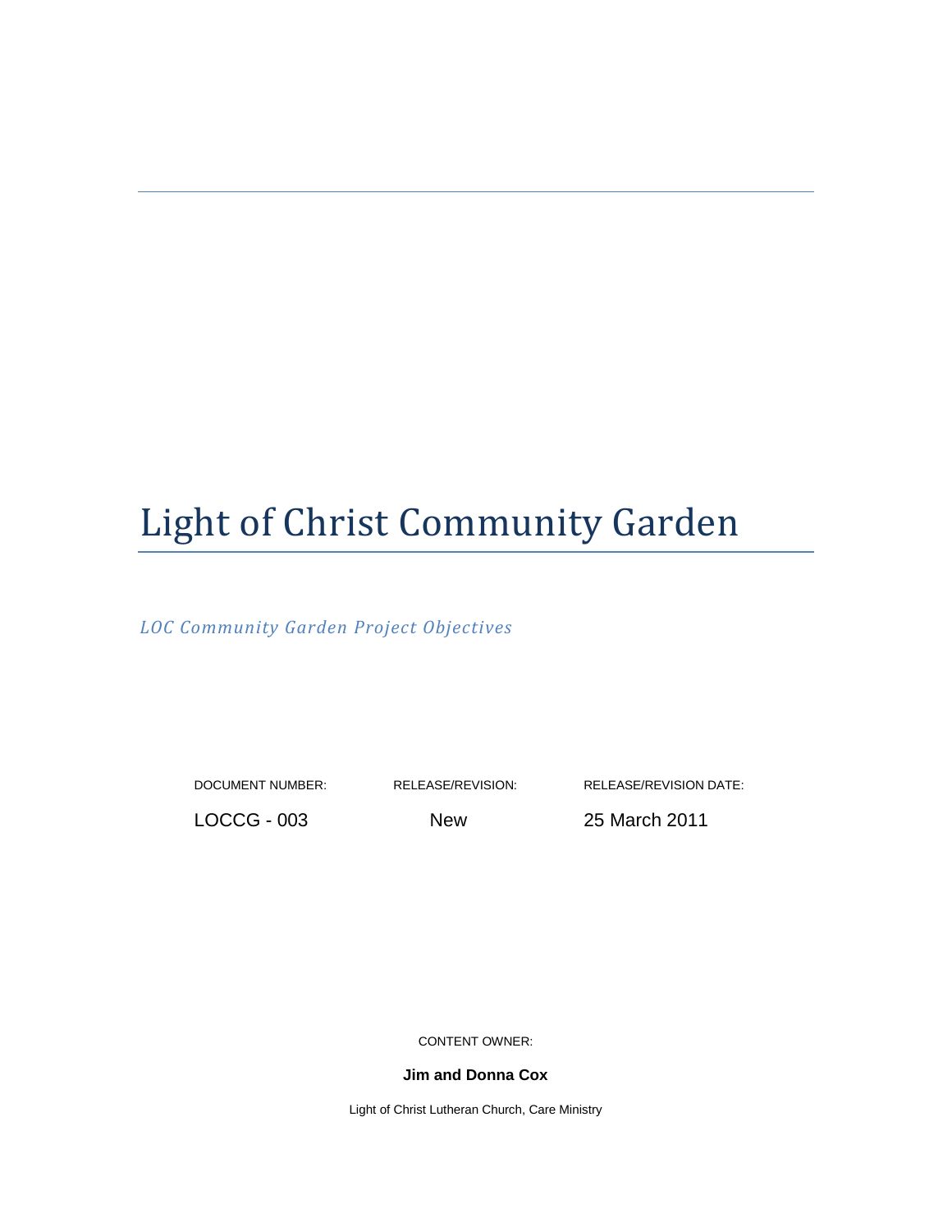# Light of Christ Community Garden

*LOC Community Garden Project Objectives*

| DOCUMENT NUMBER: | RELEASE/REVISION: | RELEASE/REVISION DATE: |
|---|---|---|
| LOCCG - 003 | New | 25 March 2011 |

CONTENT OWNER:

**Jim and Donna Cox**

Light of Christ Lutheran Church, Care Ministry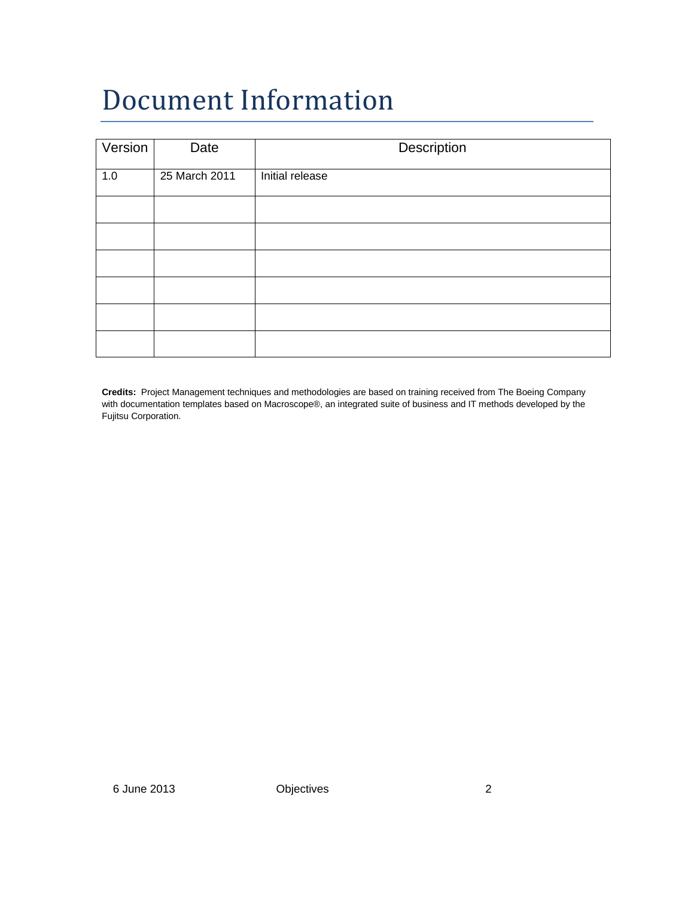# Document Information

| Version | Date | Description |
| --- | --- | --- |
| 1.0 | 25 March 2011 | Initial release |
| | | |
| | | |
| | | |
| | | |
| | | |
| | | |

**Credits:** Project Management techniques and methodologies are based on training received from The Boeing Company with documentation templates based on Macroscope®, an integrated suite of business and IT methods developed by the Fujitsu Corporation.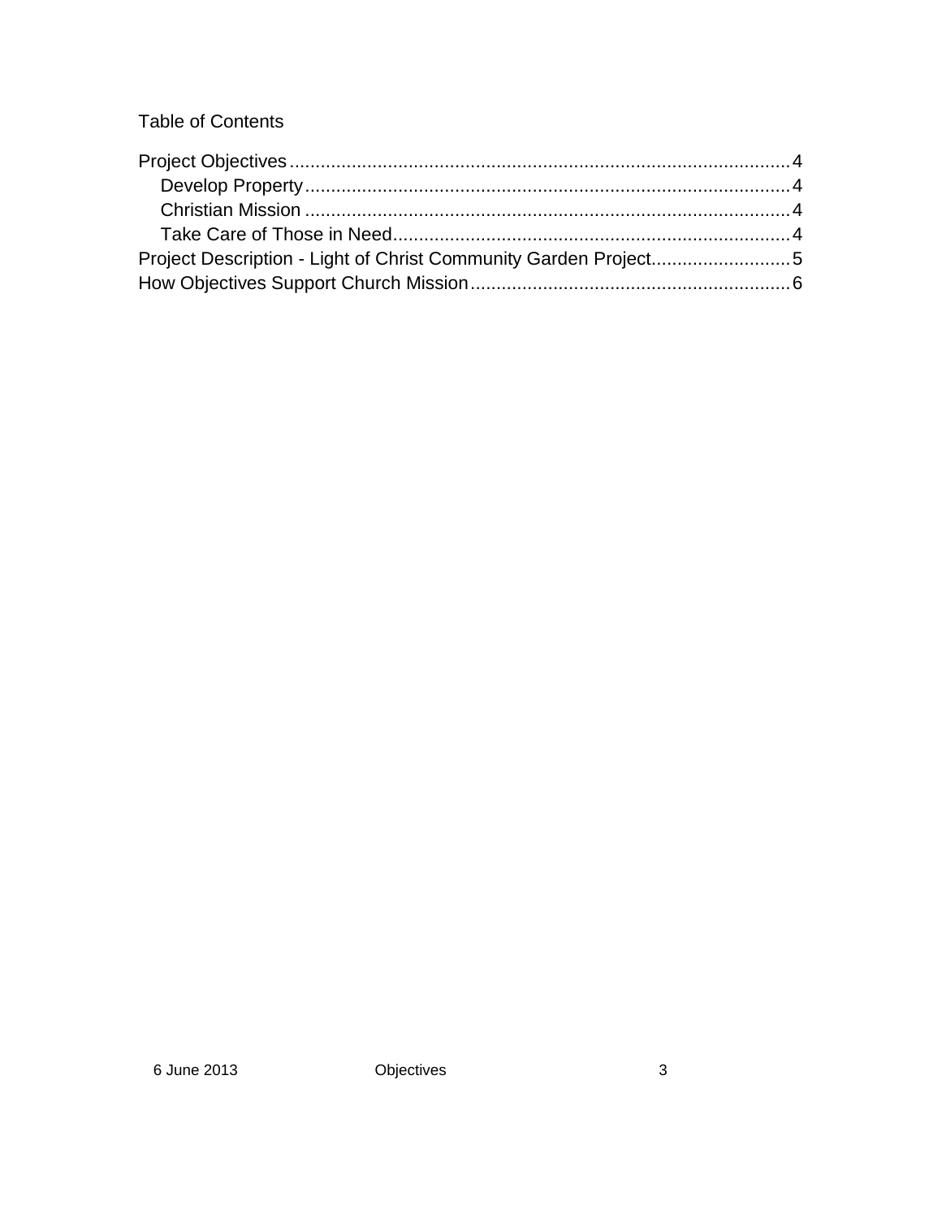Table of Contents

Project Objectives .................................................................................................4
- Develop Property.............................................................................................4
- Christian Mission .............................................................................................4
- Take Care of Those in Need............................................................................4

Project Description - Light of Christ Community Garden Project...........................5

How Objectives Support Church Mission..............................................................6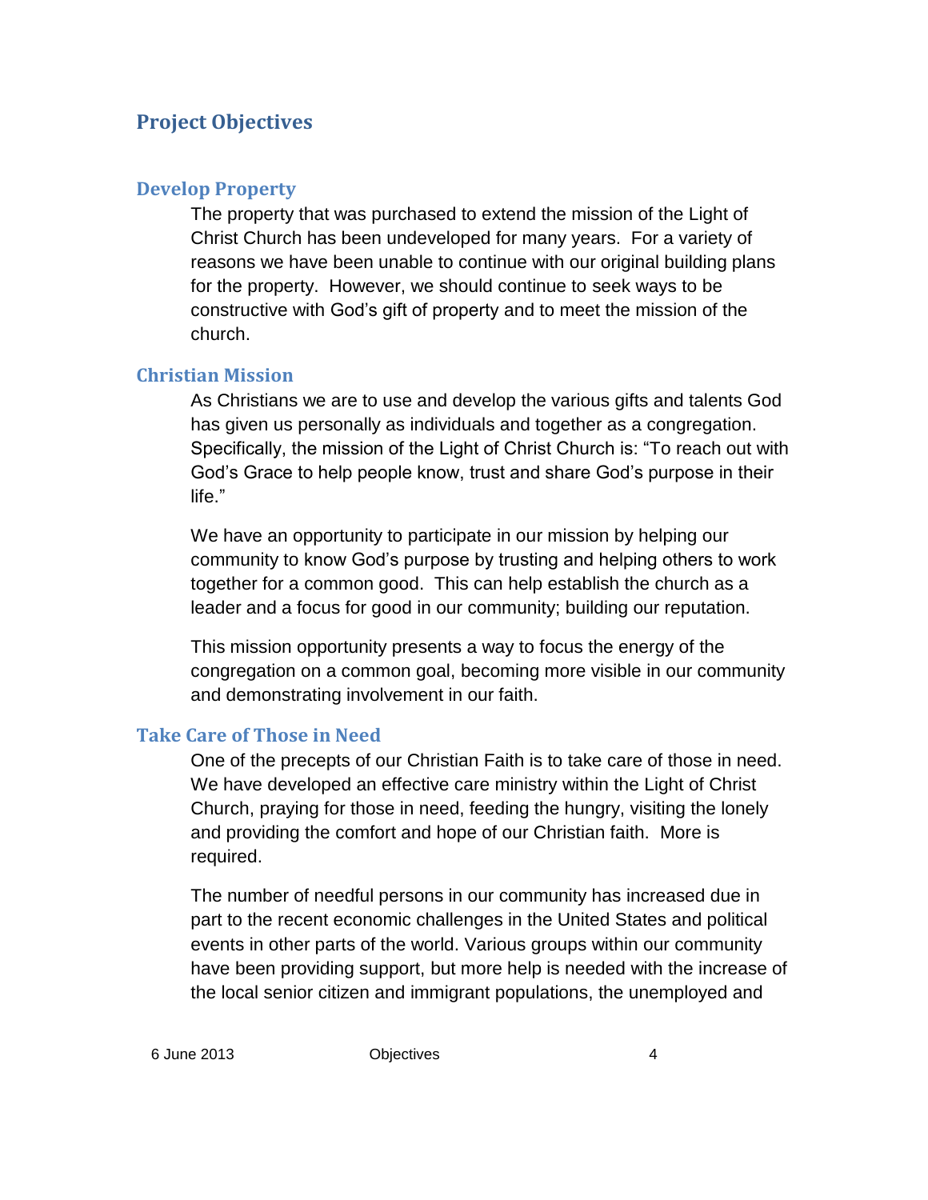## Project Objectives

### Develop Property

The property that was purchased to extend the mission of the Light of Christ Church has been undeveloped for many years. For a variety of reasons we have been unable to continue with our original building plans for the property. However, we should continue to seek ways to be constructive with God's gift of property and to meet the mission of the church.

### Christian Mission

As Christians we are to use and develop the various gifts and talents God has given us personally as individuals and together as a congregation. Specifically, the mission of the Light of Christ Church is: "To reach out with God's Grace to help people know, trust and share God's purpose in their life."

We have an opportunity to participate in our mission by helping our community to know God's purpose by trusting and helping others to work together for a common good. This can help establish the church as a leader and a focus for good in our community; building our reputation.

This mission opportunity presents a way to focus the energy of the congregation on a common goal, becoming more visible in our community and demonstrating involvement in our faith.

### Take Care of Those in Need

One of the precepts of our Christian Faith is to take care of those in need. We have developed an effective care ministry within the Light of Christ Church, praying for those in need, feeding the hungry, visiting the lonely and providing the comfort and hope of our Christian faith. More is required.

The number of needful persons in our community has increased due in part to the recent economic challenges in the United States and political events in other parts of the world. Various groups within our community have been providing support, but more help is needed with the increase of the local senior citizen and immigrant populations, the unemployed and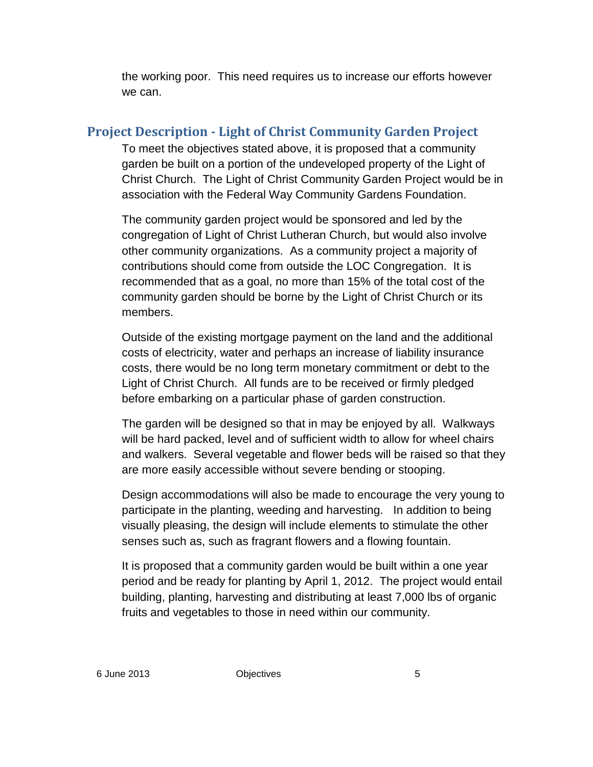the working poor. This need requires us to increase our efforts however we can.

## Project Description - Light of Christ Community Garden Project

To meet the objectives stated above, it is proposed that a community garden be built on a portion of the undeveloped property of the Light of Christ Church. The Light of Christ Community Garden Project would be in association with the Federal Way Community Gardens Foundation.

The community garden project would be sponsored and led by the congregation of Light of Christ Lutheran Church, but would also involve other community organizations. As a community project a majority of contributions should come from outside the LOC Congregation. It is recommended that as a goal, no more than 15% of the total cost of the community garden should be borne by the Light of Christ Church or its members.

Outside of the existing mortgage payment on the land and the additional costs of electricity, water and perhaps an increase of liability insurance costs, there would be no long term monetary commitment or debt to the Light of Christ Church. All funds are to be received or firmly pledged before embarking on a particular phase of garden construction.

The garden will be designed so that in may be enjoyed by all. Walkways will be hard packed, level and of sufficient width to allow for wheel chairs and walkers. Several vegetable and flower beds will be raised so that they are more easily accessible without severe bending or stooping.

Design accommodations will also be made to encourage the very young to participate in the planting, weeding and harvesting. In addition to being visually pleasing, the design will include elements to stimulate the other senses such as, such as fragrant flowers and a flowing fountain.

It is proposed that a community garden would be built within a one year period and be ready for planting by April 1, 2012. The project would entail building, planting, harvesting and distributing at least 7,000 lbs of organic fruits and vegetables to those in need within our community.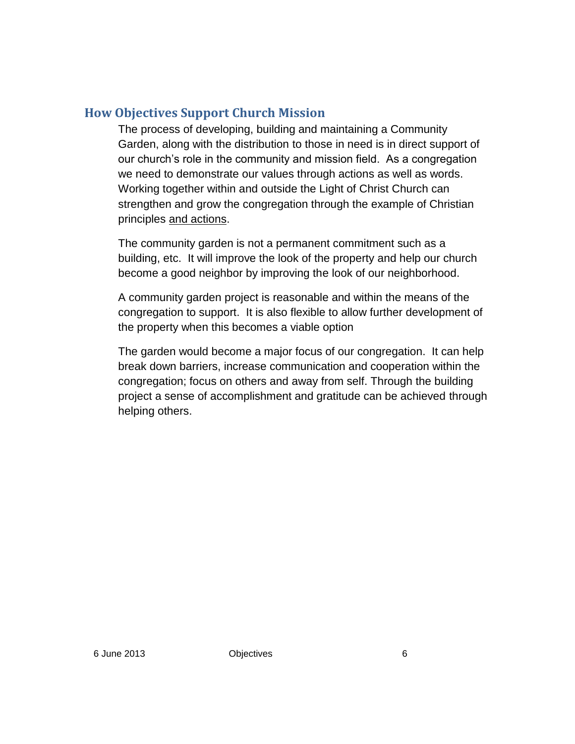## How Objectives Support Church Mission

The process of developing, building and maintaining a Community Garden, along with the distribution to those in need is in direct support of our church's role in the community and mission field. As a congregation we need to demonstrate our values through actions as well as words. Working together within and outside the Light of Christ Church can strengthen and grow the congregation through the example of Christian principles <u>and actions</u>.

The community garden is not a permanent commitment such as a building, etc. It will improve the look of the property and help our church become a good neighbor by improving the look of our neighborhood.

A community garden project is reasonable and within the means of the congregation to support. It is also flexible to allow further development of the property when this becomes a viable option

The garden would become a major focus of our congregation. It can help break down barriers, increase communication and cooperation within the congregation; focus on others and away from self. Through the building project a sense of accomplishment and gratitude can be achieved through helping others.